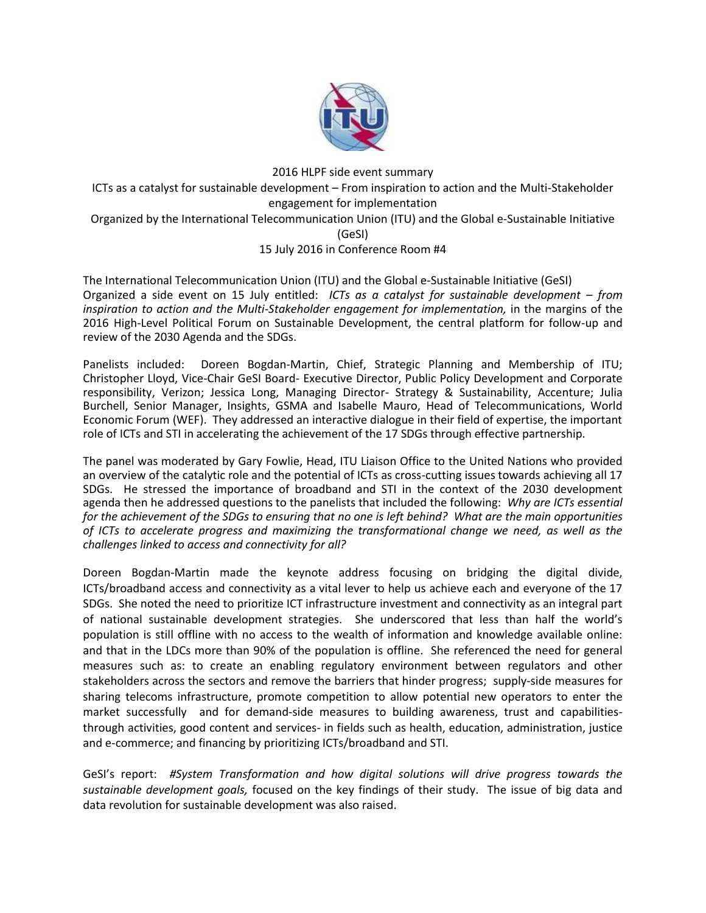2016 HLPF side event summary

ICTs as a catalyst for sustainable development – From inspiration to action and the Multi-Stakeholder engagement for implementation

Organized by the International Telecommunication Union (ITU) and the Global e-Sustainable Initiative (GeSI)

15 July 2016 in Conference Room #4

The International Telecommunication Union (ITU) and the Global e-Sustainable Initiative (GeSI) Organized a side event on 15 July entitled: *ICTs as a catalyst for sustainable development – from inspiration to action and the Multi-Stakeholder engagement for implementation,* in the margins of the 2016 High-Level Political Forum on Sustainable Development, the central platform for follow-up and review of the 2030 Agenda and the SDGs.

Panelists included: Doreen Bogdan-Martin, Chief, Strategic Planning and Membership of ITU; Christopher Lloyd, Vice-Chair GeSI Board- Executive Director, Public Policy Development and Corporate responsibility, Verizon; Jessica Long, Managing Director- Strategy & Sustainability, Accenture; Julia Burchell, Senior Manager, Insights, GSMA and Isabelle Mauro, Head of Telecommunications, World Economic Forum (WEF). They addressed an interactive dialogue in their field of expertise, the important role of ICTs and STI in accelerating the achievement of the 17 SDGs through effective partnership.

The panel was moderated by Gary Fowlie, Head, ITU Liaison Office to the United Nations who provided an overview of the catalytic role and the potential of ICTs as cross-cutting issues towards achieving all 17 SDGs. He stressed the importance of broadband and STI in the context of the 2030 development agenda then he addressed questions to the panelists that included the following: *Why are ICTs essential for the achievement of the SDGs to ensuring that no one is left behind? What are the main opportunities of ICTs to accelerate progress and maximizing the transformational change we need, as well as the challenges linked to access and connectivity for all?*

Doreen Bogdan-Martin made the keynote address focusing on bridging the digital divide, ICTs/broadband access and connectivity as a vital lever to help us achieve each and everyone of the 17 SDGs. She noted the need to prioritize ICT infrastructure investment and connectivity as an integral part of national sustainable development strategies. She underscored that less than half the world's population is still offline with no access to the wealth of information and knowledge available online: and that in the LDCs more than 90% of the population is offline. She referenced the need for general measures such as: to create an enabling regulatory environment between regulators and other stakeholders across the sectors and remove the barriers that hinder progress; supply-side measures for sharing telecoms infrastructure, promote competition to allow potential new operators to enter the market successfully and for demand-side measures to building awareness, trust and capabilities- through activities, good content and services- in fields such as health, education, administration, justice and e-commerce; and financing by prioritizing ICTs/broadband and STI.

GeSI's report: *#System Transformation and how digital solutions will drive progress towards the sustainable development goals,* focused on the key findings of their study. The issue of big data and data revolution for sustainable development was also raised.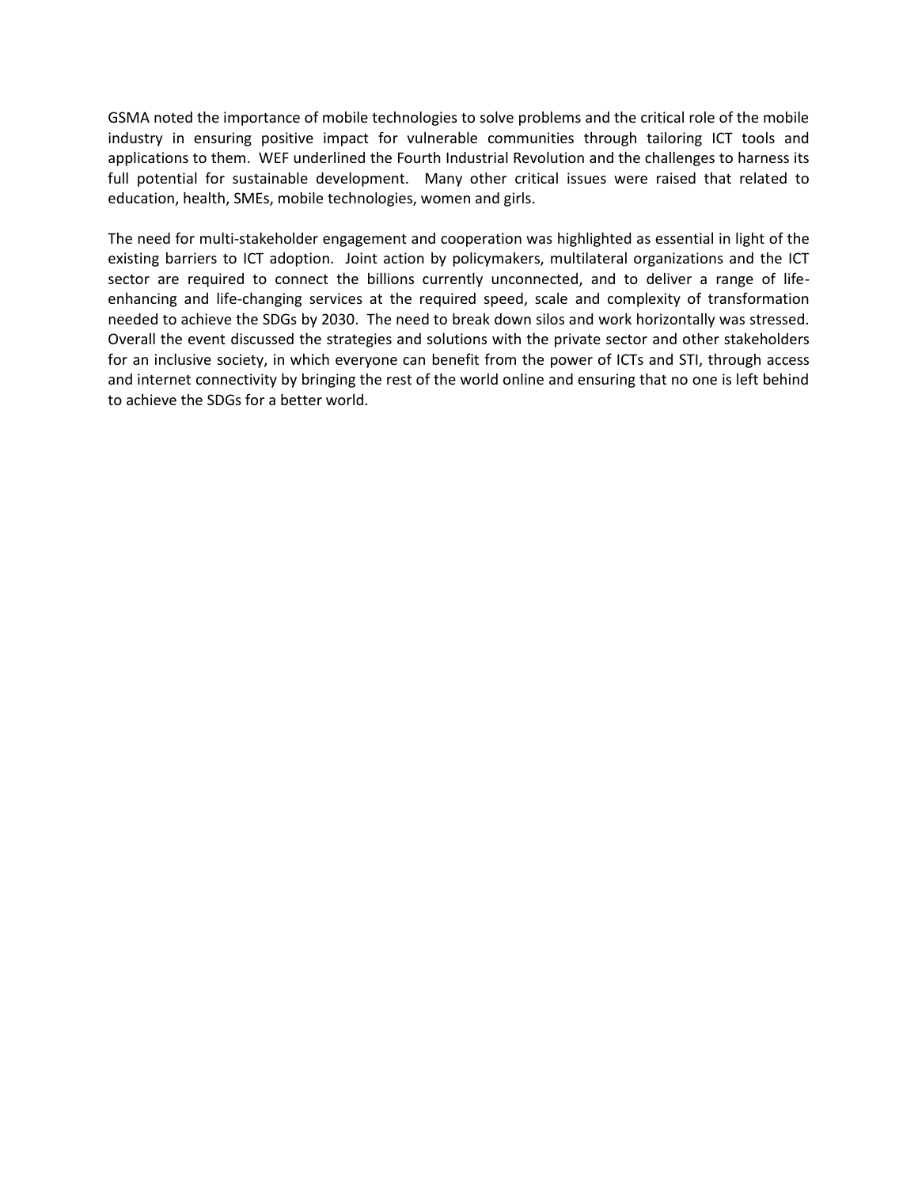GSMA noted the importance of mobile technologies to solve problems and the critical role of the mobile industry in ensuring positive impact for vulnerable communities through tailoring ICT tools and applications to them. WEF underlined the Fourth Industrial Revolution and the challenges to harness its full potential for sustainable development. Many other critical issues were raised that related to education, health, SMEs, mobile technologies, women and girls.

The need for multi-stakeholder engagement and cooperation was highlighted as essential in light of the existing barriers to ICT adoption. Joint action by policymakers, multilateral organizations and the ICT sector are required to connect the billions currently unconnected, and to deliver a range of life-enhancing and life-changing services at the required speed, scale and complexity of transformation needed to achieve the SDGs by 2030. The need to break down silos and work horizontally was stressed. Overall the event discussed the strategies and solutions with the private sector and other stakeholders for an inclusive society, in which everyone can benefit from the power of ICTs and STI, through access and internet connectivity by bringing the rest of the world online and ensuring that no one is left behind to achieve the SDGs for a better world.